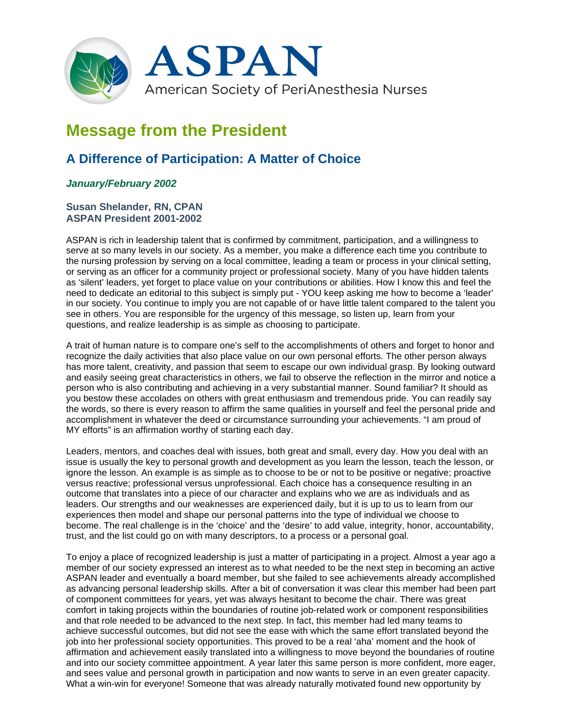# ASPAN

American Society of PeriAnesthesia Nurses

## Message from the President

### A Difference of Participation: A Matter of Choice

***January/February 2002***

**Susan Shelander, RN, CPAN**
**ASPAN President 2001-2002**

ASPAN is rich in leadership talent that is confirmed by commitment, participation, and a willingness to serve at so many levels in our society. As a member, you make a difference each time you contribute to the nursing profession by serving on a local committee, leading a team or process in your clinical setting, or serving as an officer for a community project or professional society. Many of you have hidden talents as 'silent' leaders, yet forget to place value on your contributions or abilities. How I know this and feel the need to dedicate an editorial to this subject is simply put - YOU keep asking me how to become a 'leader' in our society. You continue to imply you are not capable of or have little talent compared to the talent you see in others. You are responsible for the urgency of this message, so listen up, learn from your questions, and realize leadership is as simple as choosing to participate.

A trait of human nature is to compare one's self to the accomplishments of others and forget to honor and recognize the daily activities that also place value on our own personal efforts. The other person always has more talent, creativity, and passion that seem to escape our own individual grasp. By looking outward and easily seeing great characteristics in others, we fail to observe the reflection in the mirror and notice a person who is also contributing and achieving in a very substantial manner. Sound familiar? It should as you bestow these accolades on others with great enthusiasm and tremendous pride. You can readily say the words, so there is every reason to affirm the same qualities in yourself and feel the personal pride and accomplishment in whatever the deed or circumstance surrounding your achievements. "I am proud of MY efforts" is an affirmation worthy of starting each day.

Leaders, mentors, and coaches deal with issues, both great and small, every day. How you deal with an issue is usually the key to personal growth and development as you learn the lesson, teach the lesson, or ignore the lesson. An example is as simple as to choose to be or not to be positive or negative; proactive versus reactive; professional versus unprofessional. Each choice has a consequence resulting in an outcome that translates into a piece of our character and explains who we are as individuals and as leaders. Our strengths and our weaknesses are experienced daily, but it is up to us to learn from our experiences then model and shape our personal patterns into the type of individual we choose to become. The real challenge is in the 'choice' and the 'desire' to add value, integrity, honor, accountability, trust, and the list could go on with many descriptors, to a process or a personal goal.

To enjoy a place of recognized leadership is just a matter of participating in a project. Almost a year ago a member of our society expressed an interest as to what needed to be the next step in becoming an active ASPAN leader and eventually a board member, but she failed to see achievements already accomplished as advancing personal leadership skills. After a bit of conversation it was clear this member had been part of component committees for years, yet was always hesitant to become the chair. There was great comfort in taking projects within the boundaries of routine job-related work or component responsibilities and that role needed to be advanced to the next step. In fact, this member had led many teams to achieve successful outcomes, but did not see the ease with which the same effort translated beyond the job into her professional society opportunities. This proved to be a real 'aha' moment and the hook of affirmation and achievement easily translated into a willingness to move beyond the boundaries of routine and into our society committee appointment. A year later this same person is more confident, more eager, and sees value and personal growth in participation and now wants to serve in an even greater capacity. What a win-win for everyone! Someone that was already naturally motivated found new opportunity by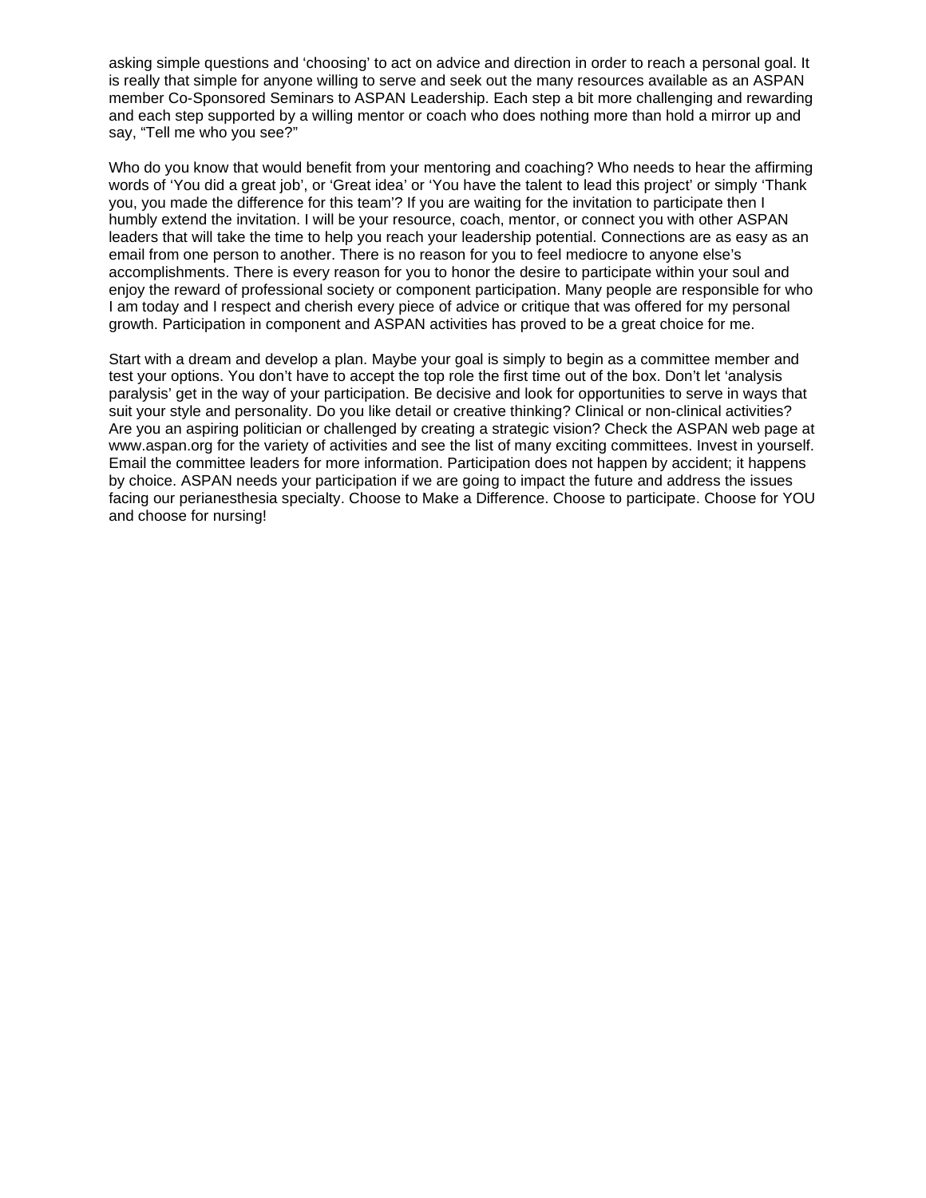asking simple questions and 'choosing' to act on advice and direction in order to reach a personal goal. It is really that simple for anyone willing to serve and seek out the many resources available as an ASPAN member Co-Sponsored Seminars to ASPAN Leadership. Each step a bit more challenging and rewarding and each step supported by a willing mentor or coach who does nothing more than hold a mirror up and say, "Tell me who you see?"

Who do you know that would benefit from your mentoring and coaching? Who needs to hear the affirming words of 'You did a great job', or 'Great idea' or 'You have the talent to lead this project' or simply 'Thank you, you made the difference for this team'? If you are waiting for the invitation to participate then I humbly extend the invitation. I will be your resource, coach, mentor, or connect you with other ASPAN leaders that will take the time to help you reach your leadership potential. Connections are as easy as an email from one person to another. There is no reason for you to feel mediocre to anyone else's accomplishments. There is every reason for you to honor the desire to participate within your soul and enjoy the reward of professional society or component participation. Many people are responsible for who I am today and I respect and cherish every piece of advice or critique that was offered for my personal growth. Participation in component and ASPAN activities has proved to be a great choice for me.

Start with a dream and develop a plan. Maybe your goal is simply to begin as a committee member and test your options. You don't have to accept the top role the first time out of the box. Don't let 'analysis paralysis' get in the way of your participation. Be decisive and look for opportunities to serve in ways that suit your style and personality. Do you like detail or creative thinking? Clinical or non-clinical activities? Are you an aspiring politician or challenged by creating a strategic vision? Check the ASPAN web page at www.aspan.org for the variety of activities and see the list of many exciting committees. Invest in yourself. Email the committee leaders for more information. Participation does not happen by accident; it happens by choice. ASPAN needs your participation if we are going to impact the future and address the issues facing our perianesthesia specialty. Choose to Make a Difference. Choose to participate. Choose for YOU and choose for nursing!